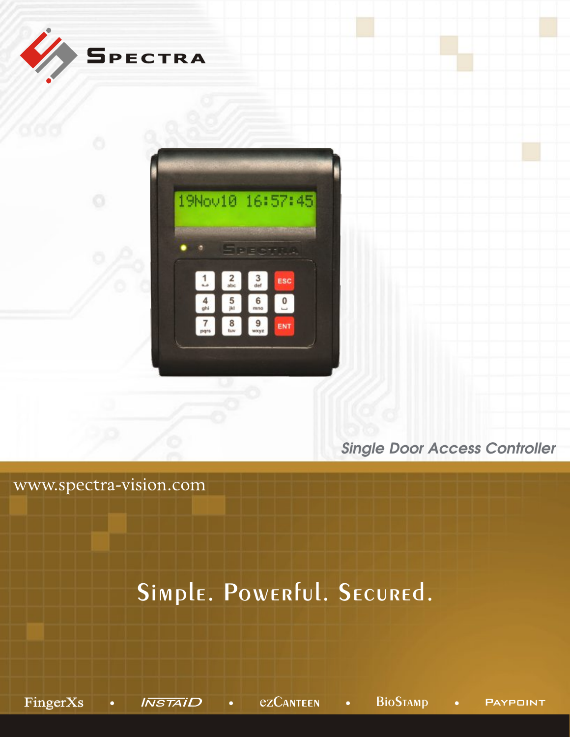# SPECTRA

*Single Door Access Controller*

www.spectra-vision.com

## Simple. Powerful. Secured.

FingerXs • INSTAID • ezCANTEEN • BioSTAMP • PAYPOINT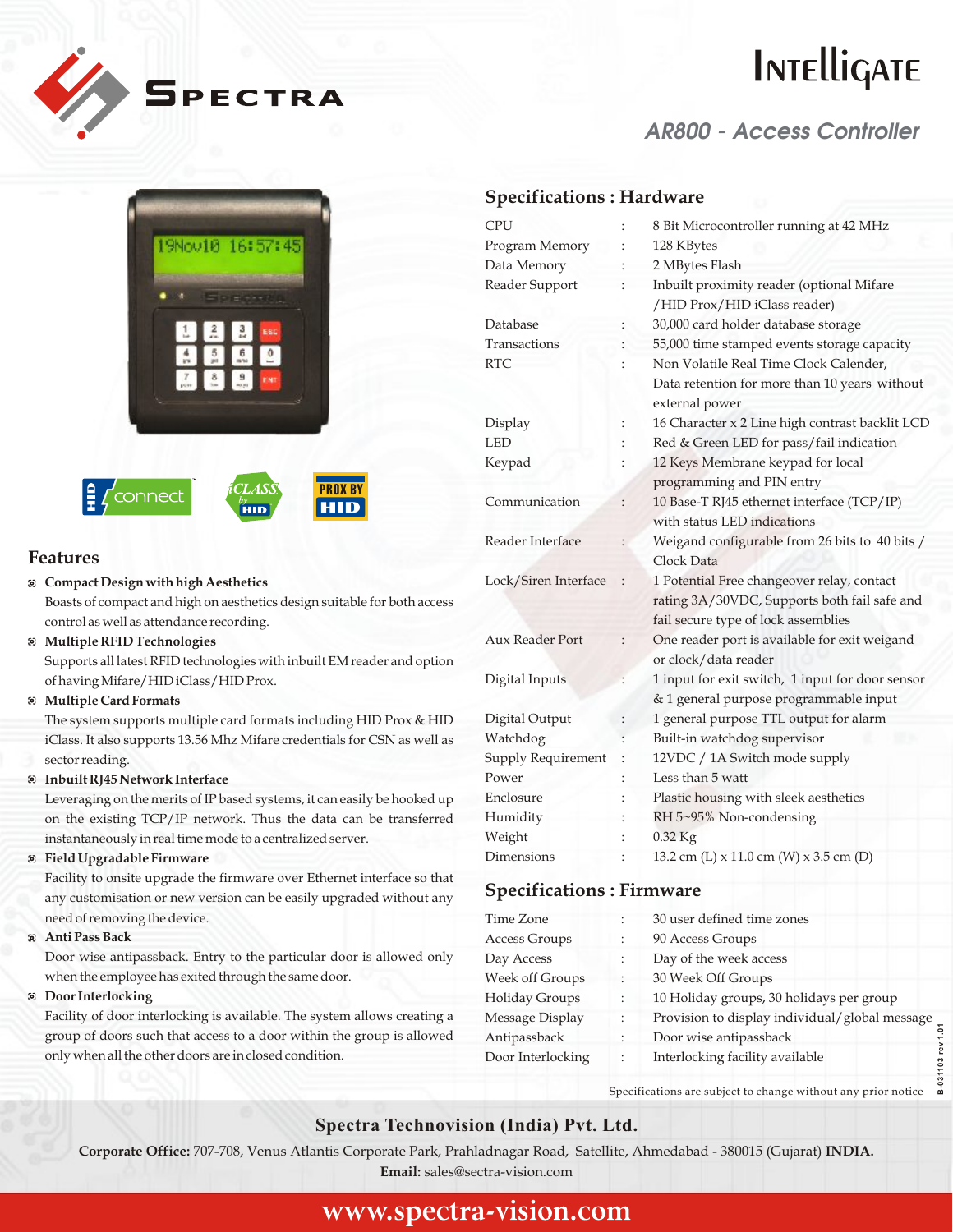# SPECTRA

# INTELLIGATE

## AR800 - Access Controller

## Features

- **Compact Design with high Aesthetics**
  Boasts of compact and high on aesthetics design suitable for both access control as well as attendance recording.
- **Multiple RFID Technologies**
  Supports all latest RFID technologies with inbuilt EM reader and option of having Mifare/HID iClass/HID Prox.
- **Multiple Card Formats**
  The system supports multiple card formats including HID Prox & HID iClass. It also supports 13.56 Mhz Mifare credentials for CSN as well as sector reading.
- **Inbuilt RJ45 Network Interface**
  Leveraging on the merits of IP based systems, it can easily be hooked up on the existing TCP/IP network. Thus the data can be transferred instantaneously in real time mode to a centralized server.
- **Field Upgradable Firmware**
  Facility to onsite upgrade the firmware over Ethernet interface so that any customisation or new version can be easily upgraded without any need of removing the device.
- **Anti Pass Back**
  Door wise antipassback. Entry to the particular door is allowed only when the employee has exited through the same door.
- **Door Interlocking**
  Facility of door interlocking is available. The system allows creating a group of doors such that access to a door within the group is allowed only when all the other doors are in closed condition.

## Specifications : Hardware

| | | |
|---|---|---|
| CPU | : | 8 Bit Microcontroller running at 42 MHz |
| Program Memory | : | 128 KBytes |
| Data Memory | : | 2 MBytes Flash |
| Reader Support | : | Inbuilt proximity reader (optional Mifare /HID Prox/HID iClass reader) |
| Database | : | 30,000 card holder database storage |
| Transactions | : | 55,000 time stamped events storage capacity |
| RTC | : | Non Volatile Real Time Clock Calender, Data retention for more than 10 years without external power |
| Display | : | 16 Character x 2 Line high contrast backlit LCD |
| LED | : | Red & Green LED for pass/fail indication |
| Keypad | : | 12 Keys Membrane keypad for local programming and PIN entry |
| Communication | : | 10 Base-T RJ45 ethernet interface (TCP/IP) with status LED indications |
| Reader Interface | : | Weigand configurable from 26 bits to 40 bits / Clock Data |
| Lock/Siren Interface | : | 1 Potential Free changeover relay, contact rating 3A/30VDC, Supports both fail safe and fail secure type of lock assemblies |
| Aux Reader Port | : | One reader port is available for exit weigand or clock/data reader |
| Digital Inputs | : | 1 input for exit switch, 1 input for door sensor & 1 general purpose programmable input |
| Digital Output | : | 1 general purpose TTL output for alarm |
| Watchdog | : | Built-in watchdog supervisor |
| Supply Requirement | : | 12VDC / 1A Switch mode supply |
| Power | : | Less than 5 watt |
| Enclosure | : | Plastic housing with sleek aesthetics |
| Humidity | : | RH 5~95% Non-condensing |
| Weight | : | 0.32 Kg |
| Dimensions | : | 13.2 cm (L) x 11.0 cm (W) x 3.5 cm (D) |

## Specifications : Firmware

| | | |
|---|---|---|
| Time Zone | : | 30 user defined time zones |
| Access Groups | : | 90 Access Groups |
| Day Access | : | Day of the week access |
| Week off Groups | : | 30 Week Off Groups |
| Holiday Groups | : | 10 Holiday groups, 30 holidays per group |
| Message Display | : | Provision to display individual/global message |
| Antipassback | : | Door wise antipassback |
| Door Interlocking | : | Interlocking facility available |

Specifications are subject to change without any prior notice

B-031103 rev 1.01

**Spectra Technovision (India) Pvt. Ltd.**

**Corporate Office:** 707-708, Venus Atlantis Corporate Park, Prahladnagar Road, Satellite, Ahmedabad - 380015 (Gujarat) **INDIA.**

**Email:** sales@sectra-vision.com

**www.spectra-vision.com**